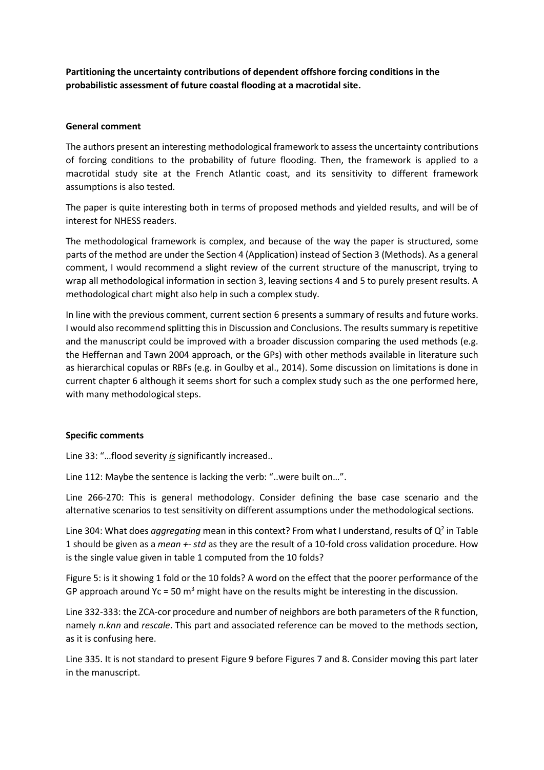**Partitioning the uncertainty contributions of dependent offshore forcing conditions in the probabilistic assessment of future coastal flooding at a macrotidal site.**

**General comment**

The authors present an interesting methodological framework to assess the uncertainty contributions of forcing conditions to the probability of future flooding. Then, the framework is applied to a macrotidal study site at the French Atlantic coast, and its sensitivity to different framework assumptions is also tested.

The paper is quite interesting both in terms of proposed methods and yielded results, and will be of interest for NHESS readers.

The methodological framework is complex, and because of the way the paper is structured, some parts of the method are under the Section 4 (Application) instead of Section 3 (Methods). As a general comment, I would recommend a slight review of the current structure of the manuscript, trying to wrap all methodological information in section 3, leaving sections 4 and 5 to purely present results. A methodological chart might also help in such a complex study.

In line with the previous comment, current section 6 presents a summary of results and future works. I would also recommend splitting this in Discussion and Conclusions. The results summary is repetitive and the manuscript could be improved with a broader discussion comparing the used methods (e.g. the Heffernan and Tawn 2004 approach, or the GPs) with other methods available in literature such as hierarchical copulas or RBFs (e.g. in Goulby et al., 2014). Some discussion on limitations is done in current chapter 6 although it seems short for such a complex study such as the one performed here, with many methodological steps.

**Specific comments**

Line 33: "…flood severity ***is*** significantly increased..

Line 112: Maybe the sentence is lacking the verb: "..were built on…".

Line 266-270: This is general methodology. Consider defining the base case scenario and the alternative scenarios to test sensitivity on different assumptions under the methodological sections.

Line 304: What does *aggregating* mean in this context? From what I understand, results of $Q^2$ in Table 1 should be given as a *mean +- std* as they are the result of a 10-fold cross validation procedure. How is the single value given in table 1 computed from the 10 folds?

Figure 5: is it showing 1 fold or the 10 folds? A word on the effect that the poorer performance of the GP approach around Yc = 50 $m^3$ might have on the results might be interesting in the discussion.

Line 332-333: the ZCA-cor procedure and number of neighbors are both parameters of the R function, namely *n.knn* and *rescale*. This part and associated reference can be moved to the methods section, as it is confusing here.

Line 335. It is not standard to present Figure 9 before Figures 7 and 8. Consider moving this part later in the manuscript.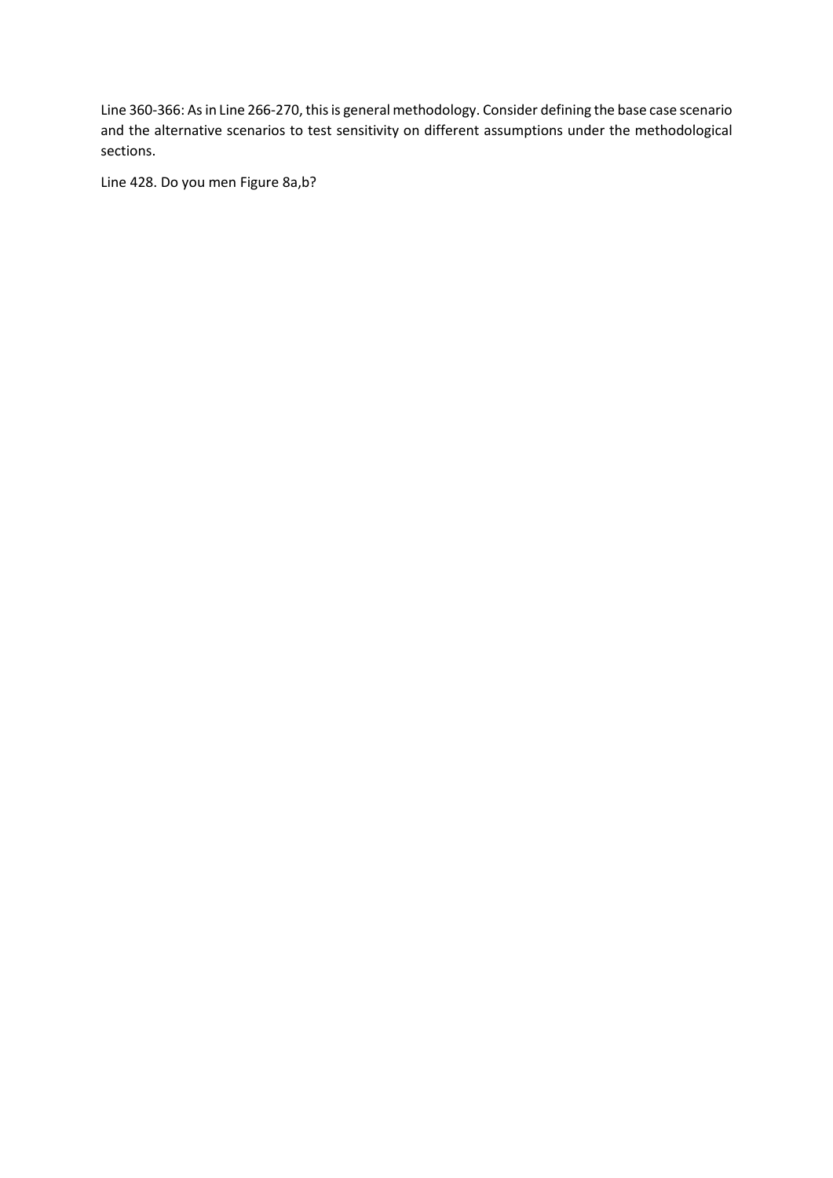Line 360-366: As in Line 266-270, this is general methodology. Consider defining the base case scenario and the alternative scenarios to test sensitivity on different assumptions under the methodological sections.

Line 428. Do you men Figure 8a,b?